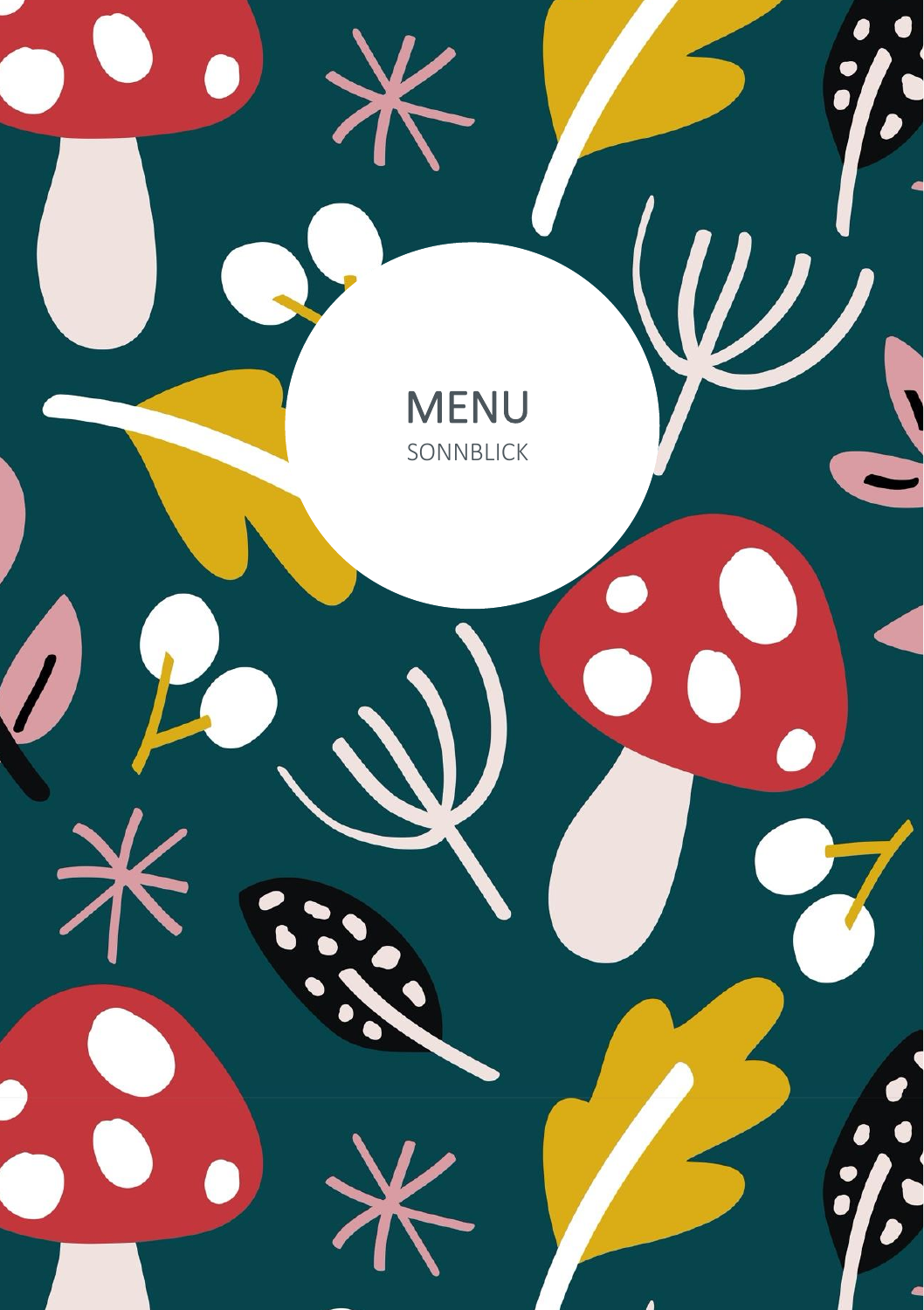# MENU

SONNBLICK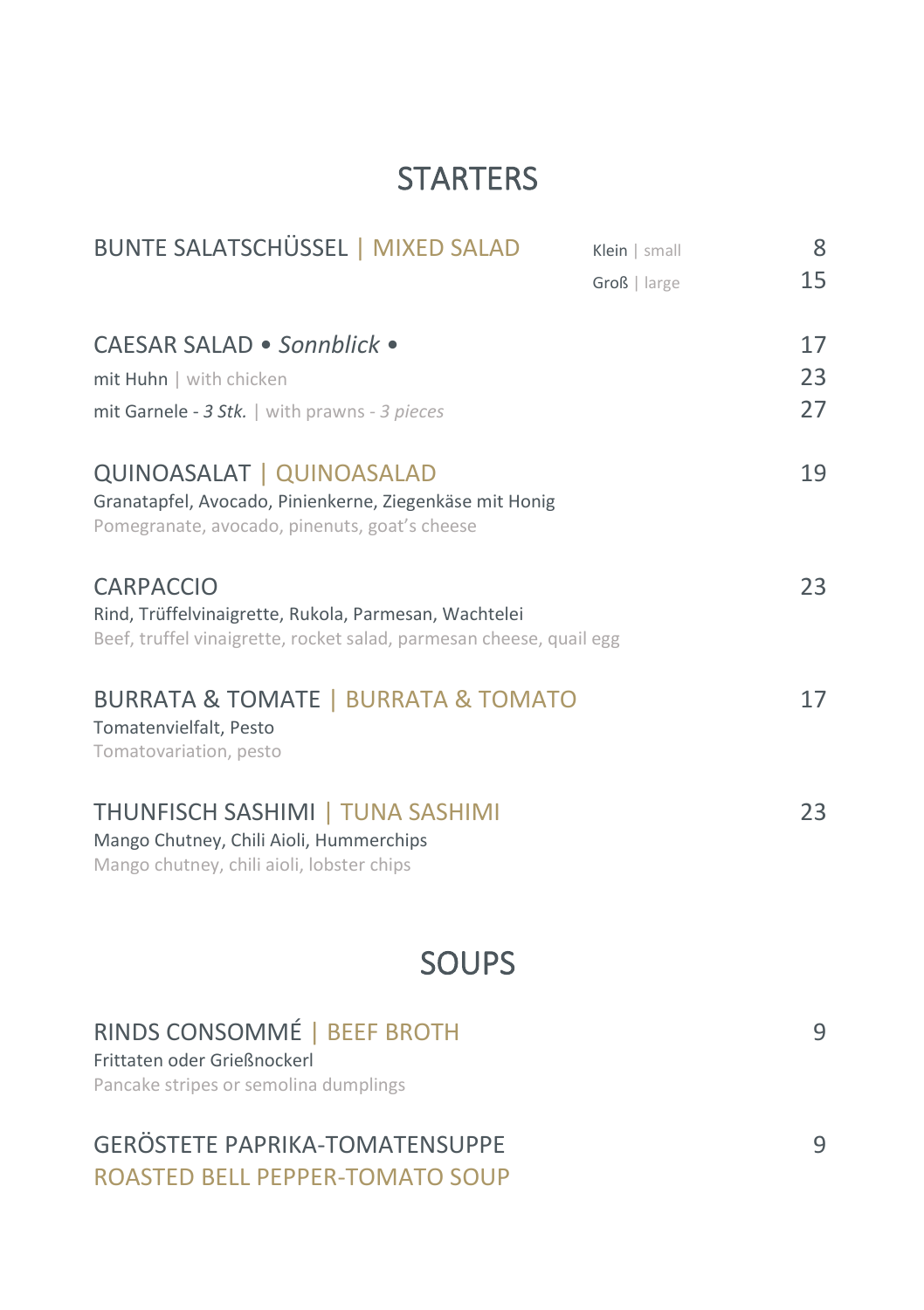# STARTERS

## BUNTE SALATSCHÜSSEL | MIXED SALAD

| | |
|---|---|
| Klein \| small | 8 |
| Groß \| large | 15 |

## CAESAR SALAD • *Sonnblick* •

| | |
|---|---|
| CAESAR SALAD • *Sonnblick* • | 17 |
| mit Huhn \| with chicken | 23 |
| mit Garnele - *3 Stk.* \| with prawns - *3 pieces* | 27 |

## QUINOASALAT | QUINOASALAD — 19

Granatapfel, Avocado, Pinienkerne, Ziegenkäse mit Honig
Pomegranate, avocado, pinenuts, goat's cheese

## CARPACCIO — 23

Rind, Trüffelvinaigrette, Rukola, Parmesan, Wachtelei
Beef, truffel vinaigrette, rocket salad, parmesan cheese, quail egg

## BURRATA & TOMATE | BURRATA & TOMATO — 17

Tomatenvielfalt, Pesto
Tomatovariation, pesto

## THUNFISCH SASHIMI | TUNA SASHIMI — 23

Mango Chutney, Chili Aioli, Hummerchips
Mango chutney, chili aioli, lobster chips

# SOUPS

## RINDS CONSOMMÉ | BEEF BROTH — 9

Frittaten oder Grießnockerl
Pancake stripes or semolina dumplings

## GERÖSTETE PAPRIKA-TOMATENSUPPE — 9

ROASTED BELL PEPPER-TOMATO SOUP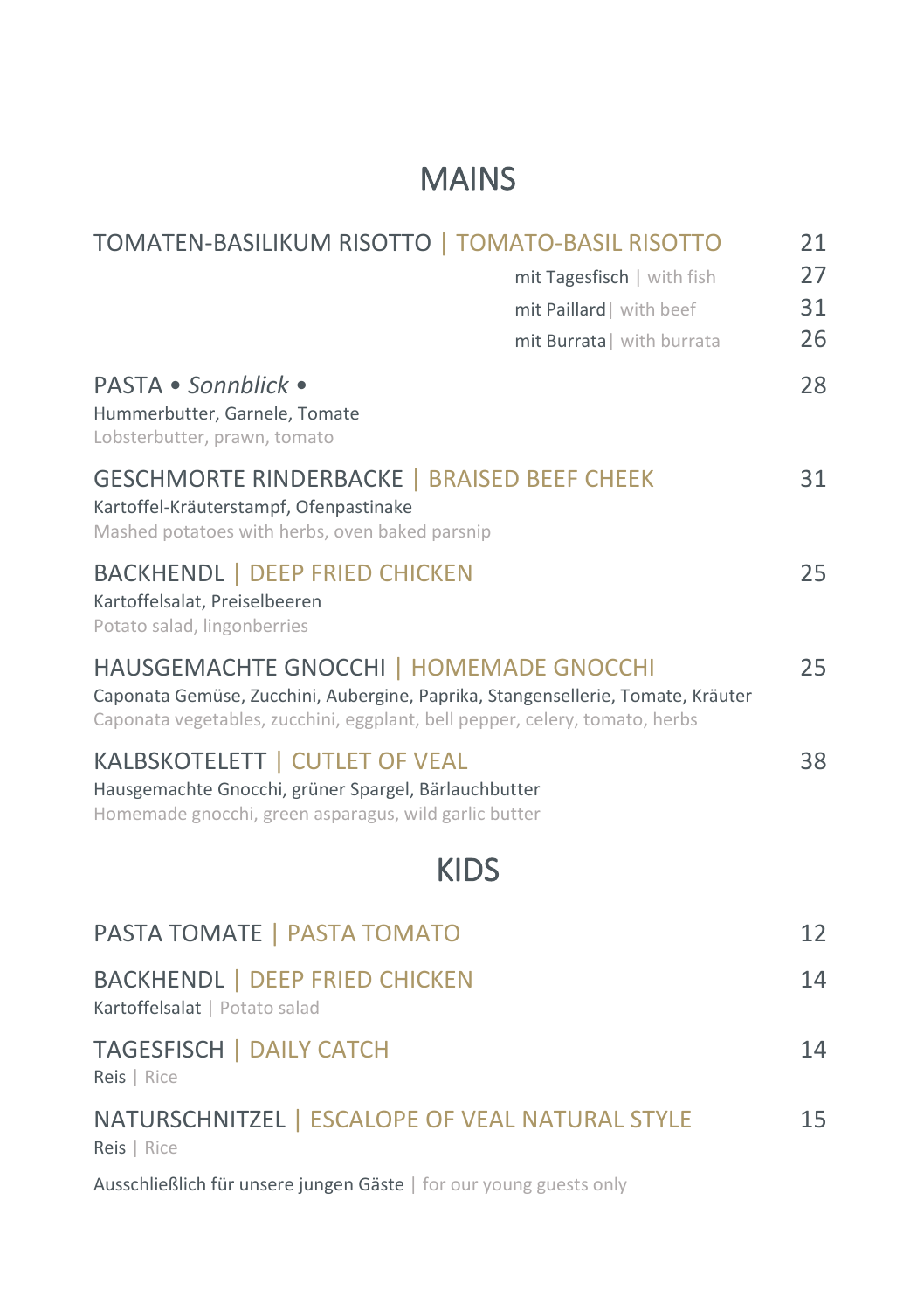# MAINS

**TOMATEN-BASILIKUM RISOTTO | TOMATO-BASIL RISOTTO** — 21

- mit Tagesfisch | with fish — 27
- mit Paillard | with beef — 31
- mit Burrata | with burrata — 26

**PASTA • *Sonnblick* •** — 28
Hummerbutter, Garnele, Tomate
Lobsterbutter, prawn, tomato

**GESCHMORTE RINDERBACKE | BRAISED BEEF CHEEK** — 31
Kartoffel-Kräuterstampf, Ofenpastinake
Mashed potatoes with herbs, oven baked parsnip

**BACKHENDL | DEEP FRIED CHICKEN** — 25
Kartoffelsalat, Preiselbeeren
Potato salad, lingonberries

**HAUSGEMACHTE GNOCCHI | HOMEMADE GNOCCHI** — 25
Caponata Gemüse, Zucchini, Aubergine, Paprika, Stangensellerie, Tomate, Kräuter
Caponata vegetables, zucchini, eggplant, bell pepper, celery, tomato, herbs

**KALBSKOTELETT | CUTLET OF VEAL** — 38
Hausgemachte Gnocchi, grüner Spargel, Bärlauchbutter
Homemade gnocchi, green asparagus, wild garlic butter

# KIDS

**PASTA TOMATE | PASTA TOMATO** — 12

**BACKHENDL | DEEP FRIED CHICKEN** — 14
Kartoffelsalat | Potato salad

**TAGESFISCH | DAILY CATCH** — 14
Reis | Rice

**NATURSCHNITZEL | ESCALOPE OF VEAL NATURAL STYLE** — 15
Reis | Rice

Ausschließlich für unsere jungen Gäste | for our young guests only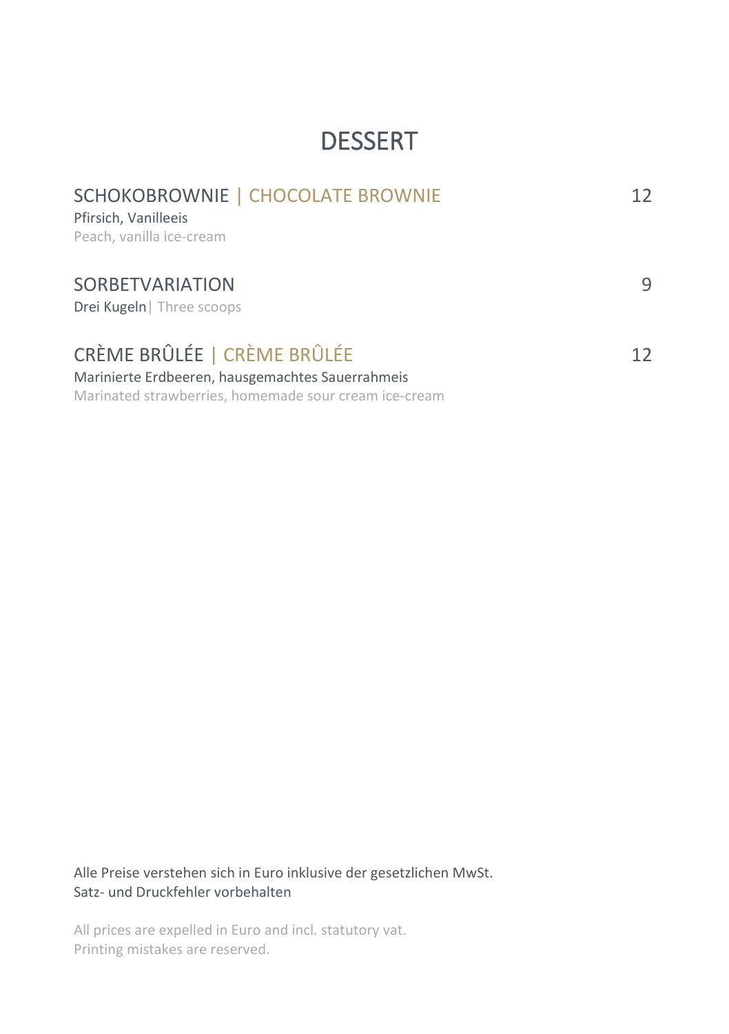# DESSERT

**SCHOKOBROWNIE | CHOCOLATE BROWNIE** 12

Pfirsich, Vanilleeis
Peach, vanilla ice-cream

**SORBETVARIATION** 9

Drei Kugeln| Three scoops

**CRÈME BRÛLÉE | CRÈME BRÛLÉE** 12

Marinierte Erdbeeren, hausgemachtes Sauerrahmeis
Marinated strawberries, homemade sour cream ice-cream

Alle Preise verstehen sich in Euro inklusive der gesetzlichen MwSt.
Satz- und Druckfehler vorbehalten

All prices are expelled in Euro and incl. statutory vat.
Printing mistakes are reserved.